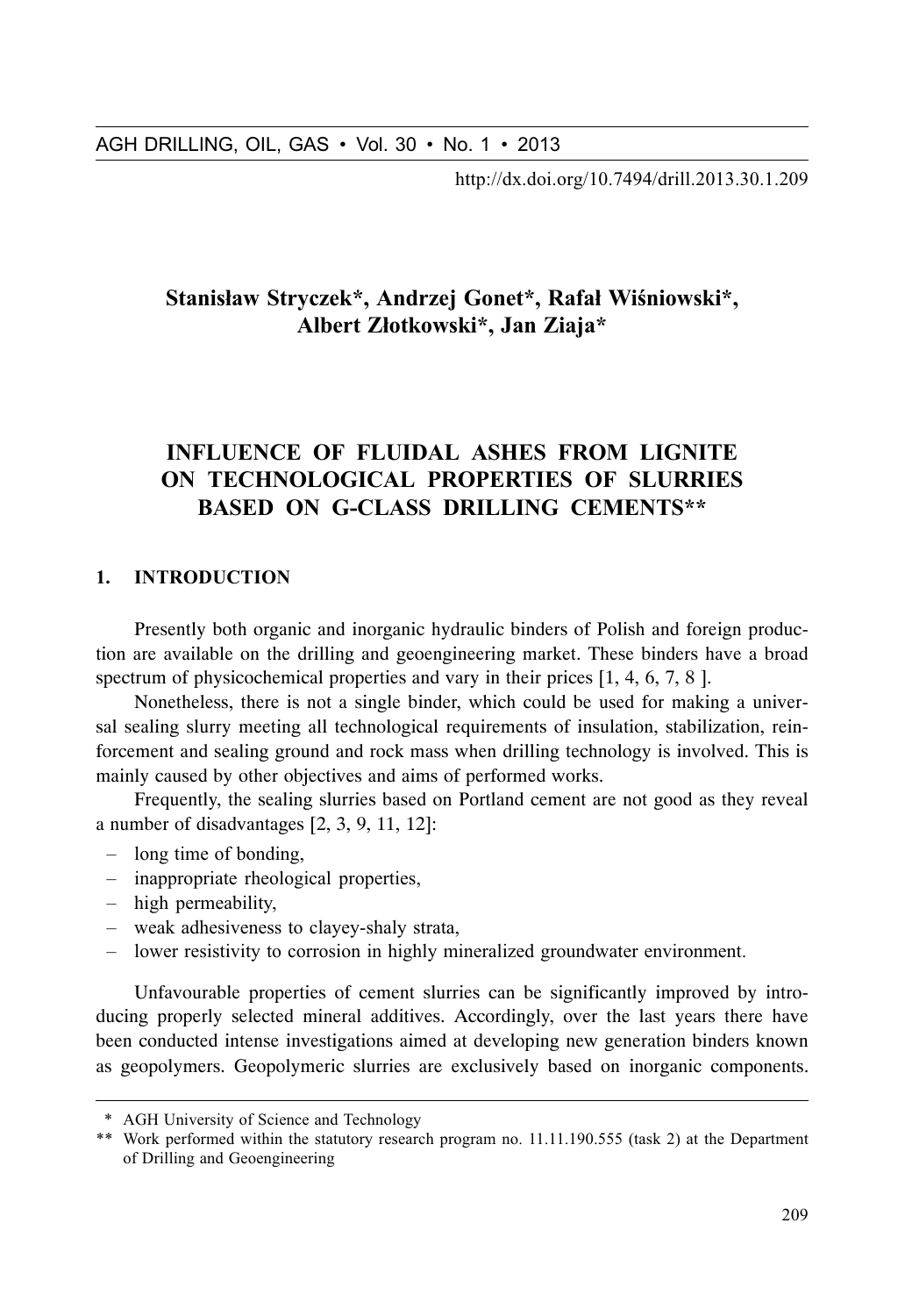http://dx.doi.org/10.7494/drill.2013.30.1.209

**Stanisław Stryczek\*, Andrzej Gonet\*, Rafał Wiśniowski\*, Albert Złotkowski\*, Jan Ziaja\***

# INFLUENCE OF FLUIDAL ASHES FROM LIGNITE ON TECHNOLOGICAL PROPERTIES OF SLURRIES BASED ON G-CLASS DRILLING CEMENTS\*\*

## 1. INTRODUCTION

Presently both organic and inorganic hydraulic binders of Polish and foreign production are available on the drilling and geoengineering market. These binders have a broad spectrum of physicochemical properties and vary in their prices [1, 4, 6, 7, 8 ].

Nonetheless, there is not a single binder, which could be used for making a universal sealing slurry meeting all technological requirements of insulation, stabilization, reinforcement and sealing ground and rock mass when drilling technology is involved. This is mainly caused by other objectives and aims of performed works.

Frequently, the sealing slurries based on Portland cement are not good as they reveal a number of disadvantages [2, 3, 9, 11, 12]:

- long time of bonding,
- inappropriate rheological properties,
- high permeability,
- weak adhesiveness to clayey-shaly strata,
- lower resistivity to corrosion in highly mineralized groundwater environment.

Unfavourable properties of cement slurries can be significantly improved by introducing properly selected mineral additives. Accordingly, over the last years there have been conducted intense investigations aimed at developing new generation binders known as geopolymers. Geopolymeric slurries are exclusively based on inorganic components.

\* AGH University of Science and Technology

\*\* Work performed within the statutory research program no. 11.11.190.555 (task 2) at the Department of Drilling and Geoengineering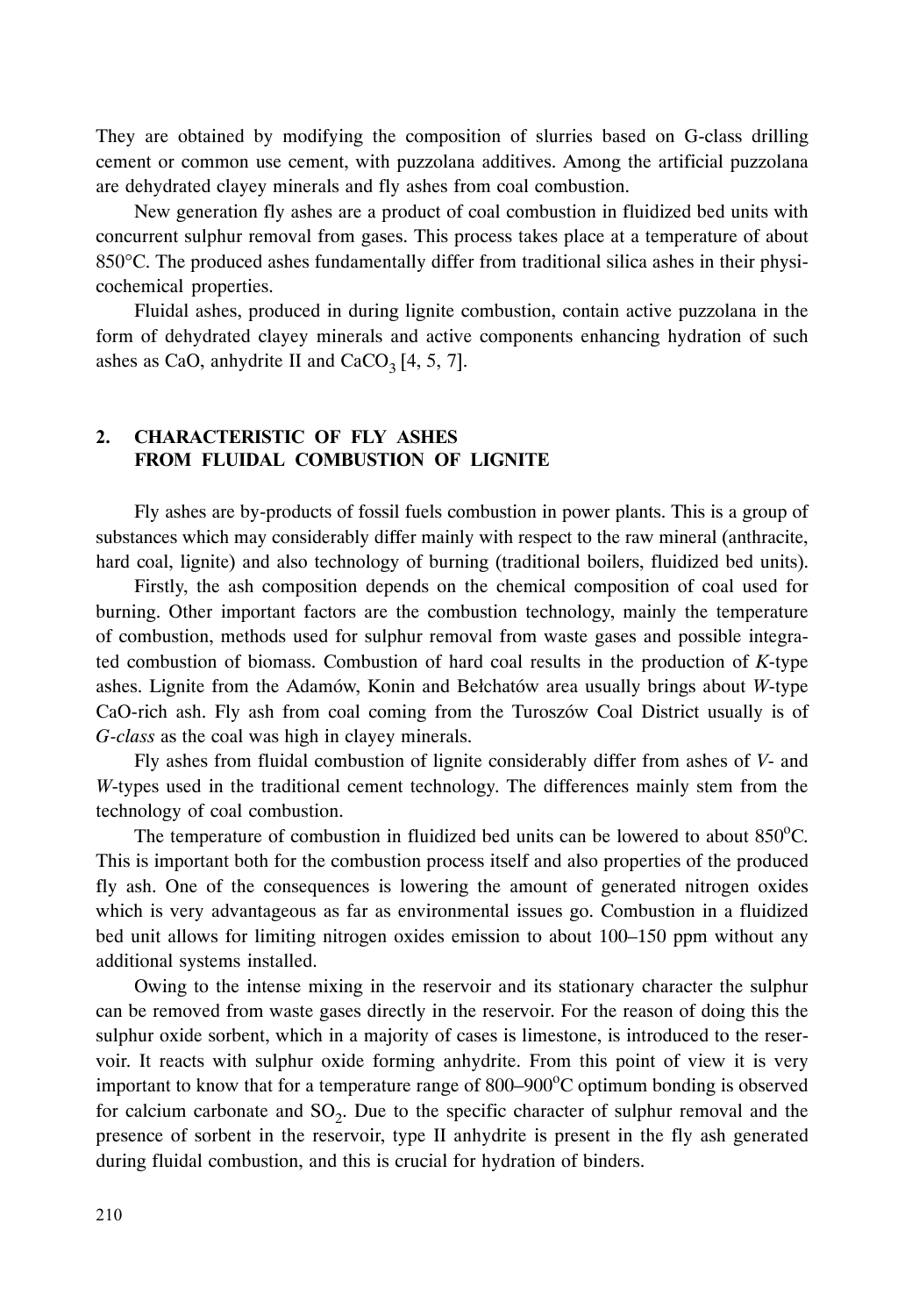They are obtained by modifying the composition of slurries based on G-class drilling cement or common use cement, with puzzolana additives. Among the artificial puzzolana are dehydrated clayey minerals and fly ashes from coal combustion.

New generation fly ashes are a product of coal combustion in fluidized bed units with concurrent sulphur removal from gases. This process takes place at a temperature of about 850°C. The produced ashes fundamentally differ from traditional silica ashes in their physicochemical properties.

Fluidal ashes, produced in during lignite combustion, contain active puzzolana in the form of dehydrated clayey minerals and active components enhancing hydration of such ashes as CaO, anhydrite II and $CaCO_3$ [4, 5, 7].

## 2. CHARACTERISTIC OF FLY ASHES FROM FLUIDAL COMBUSTION OF LIGNITE

Fly ashes are by-products of fossil fuels combustion in power plants. This is a group of substances which may considerably differ mainly with respect to the raw mineral (anthracite, hard coal, lignite) and also technology of burning (traditional boilers, fluidized bed units).

Firstly, the ash composition depends on the chemical composition of coal used for burning. Other important factors are the combustion technology, mainly the temperature of combustion, methods used for sulphur removal from waste gases and possible integrated combustion of biomass. Combustion of hard coal results in the production of *K*-type ashes. Lignite from the Adamów, Konin and Bełchatów area usually brings about *W*-type CaO-rich ash. Fly ash from coal coming from the Turoszów Coal District usually is of *G-class* as the coal was high in clayey minerals.

Fly ashes from fluidal combustion of lignite considerably differ from ashes of *V*- and *W*-types used in the traditional cement technology. The differences mainly stem from the technology of coal combustion.

The temperature of combustion in fluidized bed units can be lowered to about 850°C. This is important both for the combustion process itself and also properties of the produced fly ash. One of the consequences is lowering the amount of generated nitrogen oxides which is very advantageous as far as environmental issues go. Combustion in a fluidized bed unit allows for limiting nitrogen oxides emission to about 100–150 ppm without any additional systems installed.

Owing to the intense mixing in the reservoir and its stationary character the sulphur can be removed from waste gases directly in the reservoir. For the reason of doing this the sulphur oxide sorbent, which in a majority of cases is limestone, is introduced to the reservoir. It reacts with sulphur oxide forming anhydrite. From this point of view it is very important to know that for a temperature range of 800–900°C optimum bonding is observed for calcium carbonate and $SO_2$. Due to the specific character of sulphur removal and the presence of sorbent in the reservoir, type II anhydrite is present in the fly ash generated during fluidal combustion, and this is crucial for hydration of binders.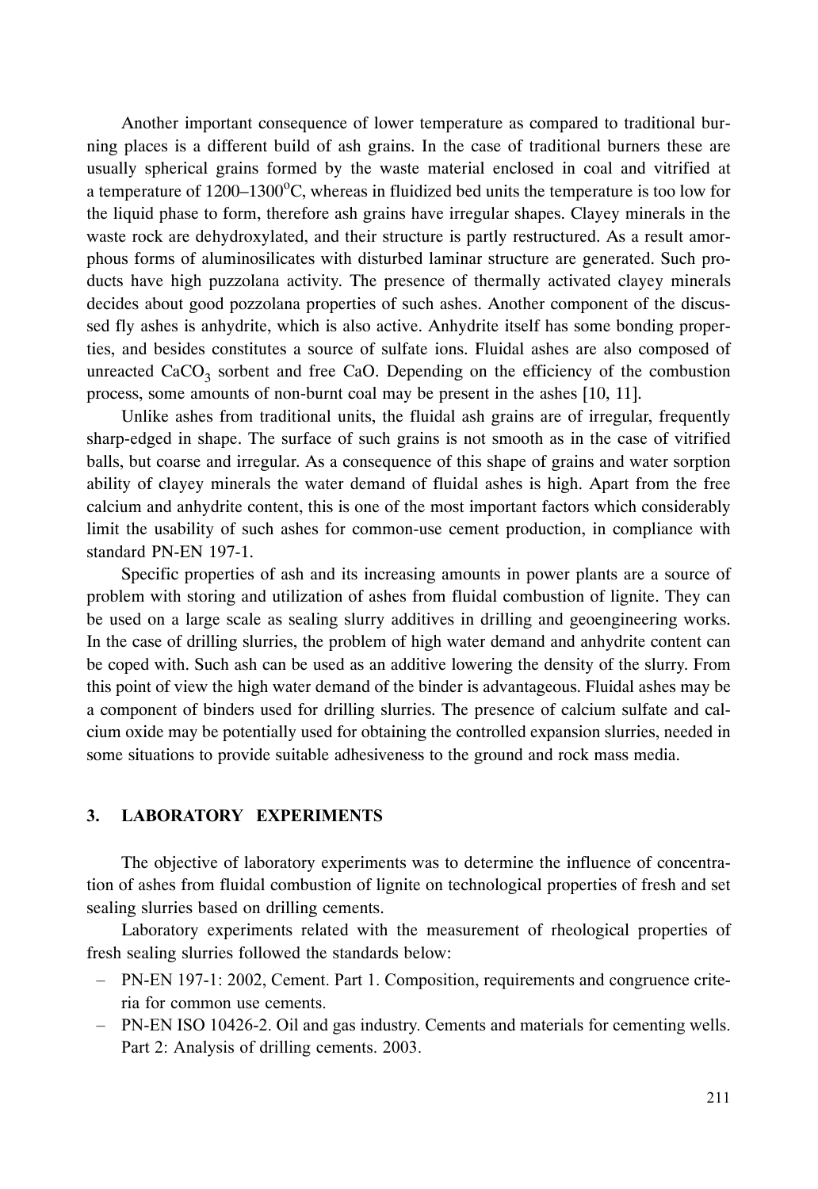Another important consequence of lower temperature as compared to traditional burning places is a different build of ash grains. In the case of traditional burners these are usually spherical grains formed by the waste material enclosed in coal and vitrified at a temperature of 1200–1300°C, whereas in fluidized bed units the temperature is too low for the liquid phase to form, therefore ash grains have irregular shapes. Clayey minerals in the waste rock are dehydroxylated, and their structure is partly restructured. As a result amorphous forms of aluminosilicates with disturbed laminar structure are generated. Such products have high puzzolana activity. The presence of thermally activated clayey minerals decides about good pozzolana properties of such ashes. Another component of the discussed fly ashes is anhydrite, which is also active. Anhydrite itself has some bonding properties, and besides constitutes a source of sulfate ions. Fluidal ashes are also composed of unreacted $CaCO_3$ sorbent and free CaO. Depending on the efficiency of the combustion process, some amounts of non-burnt coal may be present in the ashes [10, 11].

Unlike ashes from traditional units, the fluidal ash grains are of irregular, frequently sharp-edged in shape. The surface of such grains is not smooth as in the case of vitrified balls, but coarse and irregular. As a consequence of this shape of grains and water sorption ability of clayey minerals the water demand of fluidal ashes is high. Apart from the free calcium and anhydrite content, this is one of the most important factors which considerably limit the usability of such ashes for common-use cement production, in compliance with standard PN-EN 197-1.

Specific properties of ash and its increasing amounts in power plants are a source of problem with storing and utilization of ashes from fluidal combustion of lignite. They can be used on a large scale as sealing slurry additives in drilling and geoengineering works. In the case of drilling slurries, the problem of high water demand and anhydrite content can be coped with. Such ash can be used as an additive lowering the density of the slurry. From this point of view the high water demand of the binder is advantageous. Fluidal ashes may be a component of binders used for drilling slurries. The presence of calcium sulfate and calcium oxide may be potentially used for obtaining the controlled expansion slurries, needed in some situations to provide suitable adhesiveness to the ground and rock mass media.

## 3. LABORATORY EXPERIMENTS

The objective of laboratory experiments was to determine the influence of concentration of ashes from fluidal combustion of lignite on technological properties of fresh and set sealing slurries based on drilling cements.

Laboratory experiments related with the measurement of rheological properties of fresh sealing slurries followed the standards below:

- PN-EN 197-1: 2002, Cement. Part 1. Composition, requirements and congruence criteria for common use cements.
- PN-EN ISO 10426-2. Oil and gas industry. Cements and materials for cementing wells. Part 2: Analysis of drilling cements. 2003.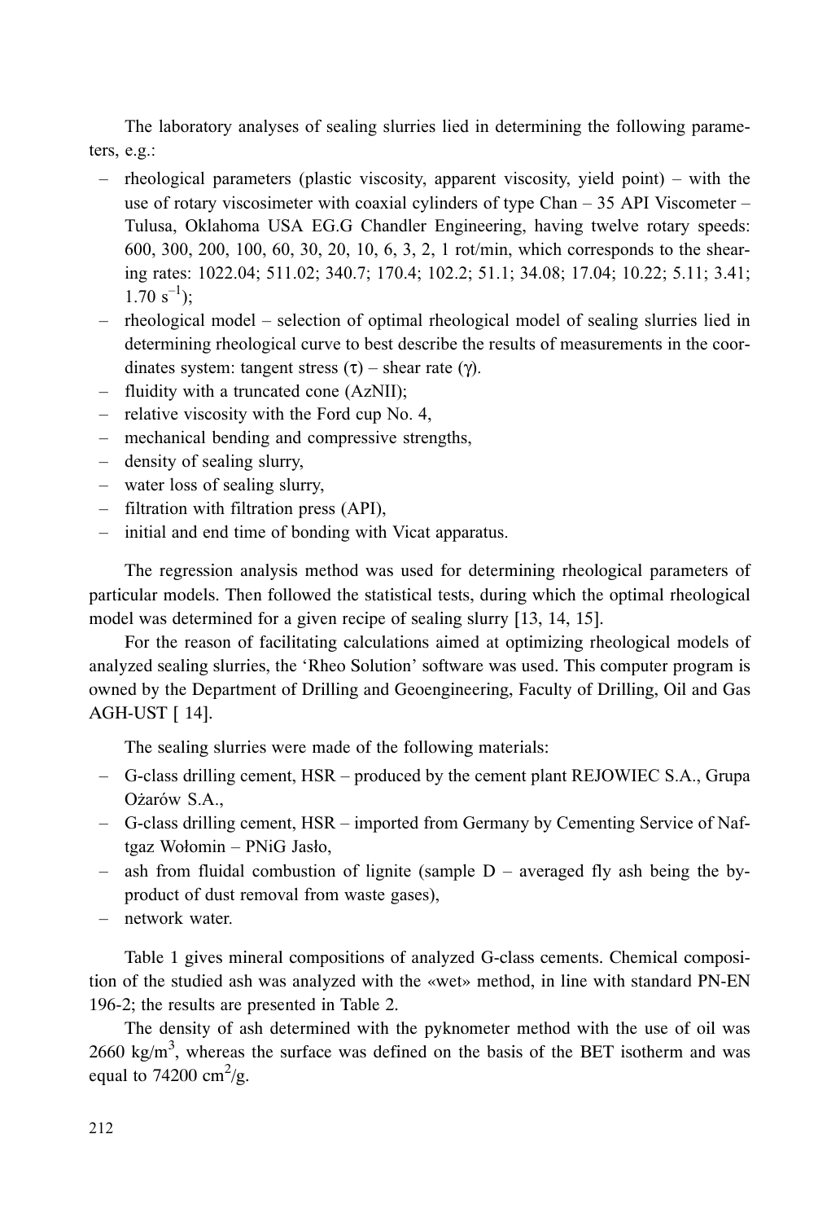The laboratory analyses of sealing slurries lied in determining the following parameters, e.g.:

- rheological parameters (plastic viscosity, apparent viscosity, yield point) – with the use of rotary viscosimeter with coaxial cylinders of type Chan – 35 API Viscometer – Tulusa, Oklahoma USA EG.G Chandler Engineering, having twelve rotary speeds: 600, 300, 200, 100, 60, 30, 20, 10, 6, 3, 2, 1 rot/min, which corresponds to the shearing rates: 1022.04; 511.02; 340.7; 170.4; 102.2; 51.1; 34.08; 17.04; 10.22; 5.11; 3.41; 1.70 $s^{-1}$);
- rheological model – selection of optimal rheological model of sealing slurries lied in determining rheological curve to best describe the results of measurements in the coordinates system: tangent stress ($\tau$) – shear rate ($\gamma$).
- fluidity with a truncated cone (AzNII);
- relative viscosity with the Ford cup No. 4,
- mechanical bending and compressive strengths,
- density of sealing slurry,
- water loss of sealing slurry,
- filtration with filtration press (API),
- initial and end time of bonding with Vicat apparatus.

The regression analysis method was used for determining rheological parameters of particular models. Then followed the statistical tests, during which the optimal rheological model was determined for a given recipe of sealing slurry [13, 14, 15].

For the reason of facilitating calculations aimed at optimizing rheological models of analyzed sealing slurries, the 'Rheo Solution' software was used. This computer program is owned by the Department of Drilling and Geoengineering, Faculty of Drilling, Oil and Gas AGH-UST [ 14].

The sealing slurries were made of the following materials:

- G-class drilling cement, HSR – produced by the cement plant REJOWIEC S.A., Grupa Ożarów S.A.,
- G-class drilling cement, HSR – imported from Germany by Cementing Service of Naftgaz Wołomin – PNiG Jasło,
- ash from fluidal combustion of lignite (sample D – averaged fly ash being the by-product of dust removal from waste gases),
- network water.

Table 1 gives mineral compositions of analyzed G-class cements. Chemical composition of the studied ash was analyzed with the «wet» method, in line with standard PN-EN 196-2; the results are presented in Table 2.

The density of ash determined with the pyknometer method with the use of oil was 2660 $kg/m^3$, whereas the surface was defined on the basis of the BET isotherm and was equal to 74200 $cm^2/g$.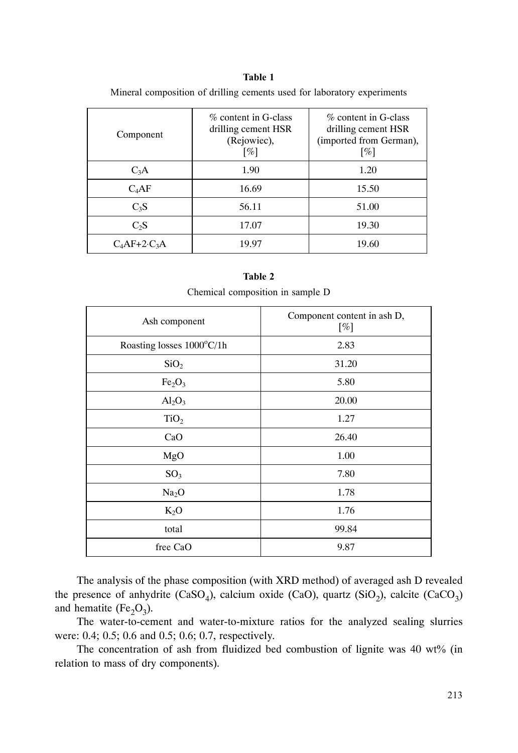**Table 1**

Mineral composition of drilling cements used for laboratory experiments

| Component | % content in G-class drilling cement HSR (Rejowiec), [%] | % content in G-class drilling cement HSR (imported from German), [%] |
|---|---|---|
| $C_3A$ | 1.90 | 1.20 |
| $C_4AF$ | 16.69 | 15.50 |
| $C_3S$ | 56.11 | 51.00 |
| $C_2S$ | 17.07 | 19.30 |
| $C_4AF+2 \cdot C_3A$ | 19.97 | 19.60 |

**Table 2**

Chemical composition in sample D

| Ash component | Component content in ash D, [%] |
|---|---|
| Roasting losses 1000°C/1h | 2.83 |
| $SiO_2$ | 31.20 |
| $Fe_2O_3$ | 5.80 |
| $Al_2O_3$ | 20.00 |
| $TiO_2$ | 1.27 |
| CaO | 26.40 |
| MgO | 1.00 |
| $SO_3$ | 7.80 |
| $Na_2O$ | 1.78 |
| $K_2O$ | 1.76 |
| total | 99.84 |
| free CaO | 9.87 |

The analysis of the phase composition (with XRD method) of averaged ash D revealed the presence of anhydrite ($CaSO_4$), calcium oxide (CaO), quartz ($SiO_2$), calcite ($CaCO_3$) and hematite ($Fe_2O_3$).

The water-to-cement and water-to-mixture ratios for the analyzed sealing slurries were: 0.4; 0.5; 0.6 and 0.5; 0.6; 0.7, respectively.

The concentration of ash from fluidized bed combustion of lignite was 40 wt% (in relation to mass of dry components).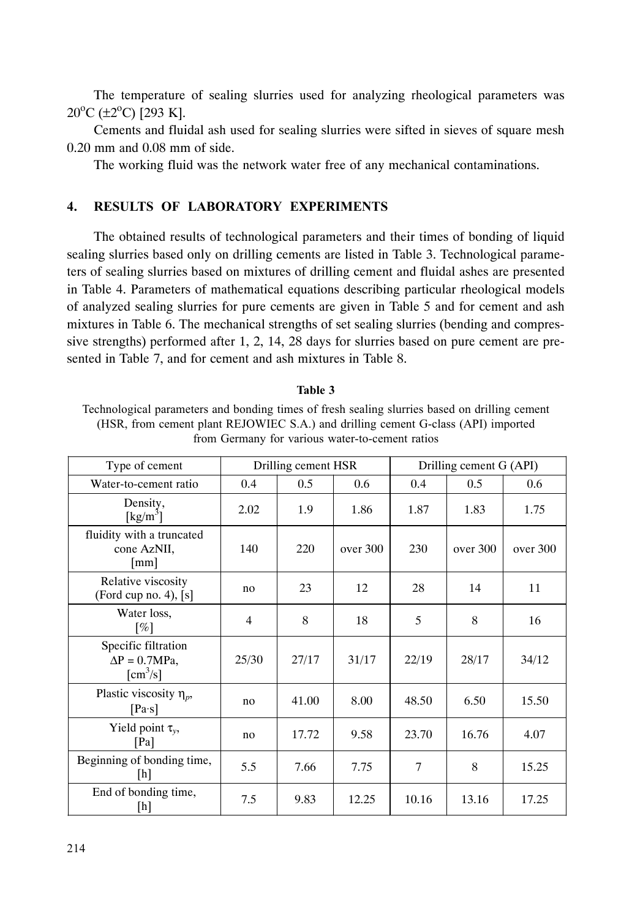The temperature of sealing slurries used for analyzing rheological parameters was 20°C (±2°C) [293 K].

Cements and fluidal ash used for sealing slurries were sifted in sieves of square mesh 0.20 mm and 0.08 mm of side.

The working fluid was the network water free of any mechanical contaminations.

## 4. RESULTS OF LABORATORY EXPERIMENTS

The obtained results of technological parameters and their times of bonding of liquid sealing slurries based only on drilling cements are listed in Table 3. Technological parameters of sealing slurries based on mixtures of drilling cement and fluidal ashes are presented in Table 4. Parameters of mathematical equations describing particular rheological models of analyzed sealing slurries for pure cements are given in Table 5 and for cement and ash mixtures in Table 6. The mechanical strengths of set sealing slurries (bending and compressive strengths) performed after 1, 2, 14, 28 days for slurries based on pure cement are presented in Table 7, and for cement and ash mixtures in Table 8.

**Table 3**

Technological parameters and bonding times of fresh sealing slurries based on drilling cement (HSR, from cement plant REJOWIEC S.A.) and drilling cement G-class (API) imported from Germany for various water-to-cement ratios

| Type of cement | Drilling cement HSR | | | Drilling cement G (API) | | |
|---|---|---|---|---|---|---|
| Water-to-cement ratio | 0.4 | 0.5 | 0.6 | 0.4 | 0.5 | 0.6 |
| Density, [kg/m$^3$] | 2.02 | 1.9 | 1.86 | 1.87 | 1.83 | 1.75 |
| fluidity with a truncated cone AzNII, [mm] | 140 | 220 | over 300 | 230 | over 300 | over 300 |
| Relative viscosity (Ford cup no. 4), [s] | no | 23 | 12 | 28 | 14 | 11 |
| Water loss, [%] | 4 | 8 | 18 | 5 | 8 | 16 |
| Specific filtration $\Delta P$ = 0.7MPa, [cm$^3$/s] | 25/30 | 27/17 | 31/17 | 22/19 | 28/17 | 34/12 |
| Plastic viscosity $\eta_p$, [Pa·s] | no | 41.00 | 8.00 | 48.50 | 6.50 | 15.50 |
| Yield point $\tau_y$, [Pa] | no | 17.72 | 9.58 | 23.70 | 16.76 | 4.07 |
| Beginning of bonding time, [h] | 5.5 | 7.66 | 7.75 | 7 | 8 | 15.25 |
| End of bonding time, [h] | 7.5 | 9.83 | 12.25 | 10.16 | 13.16 | 17.25 |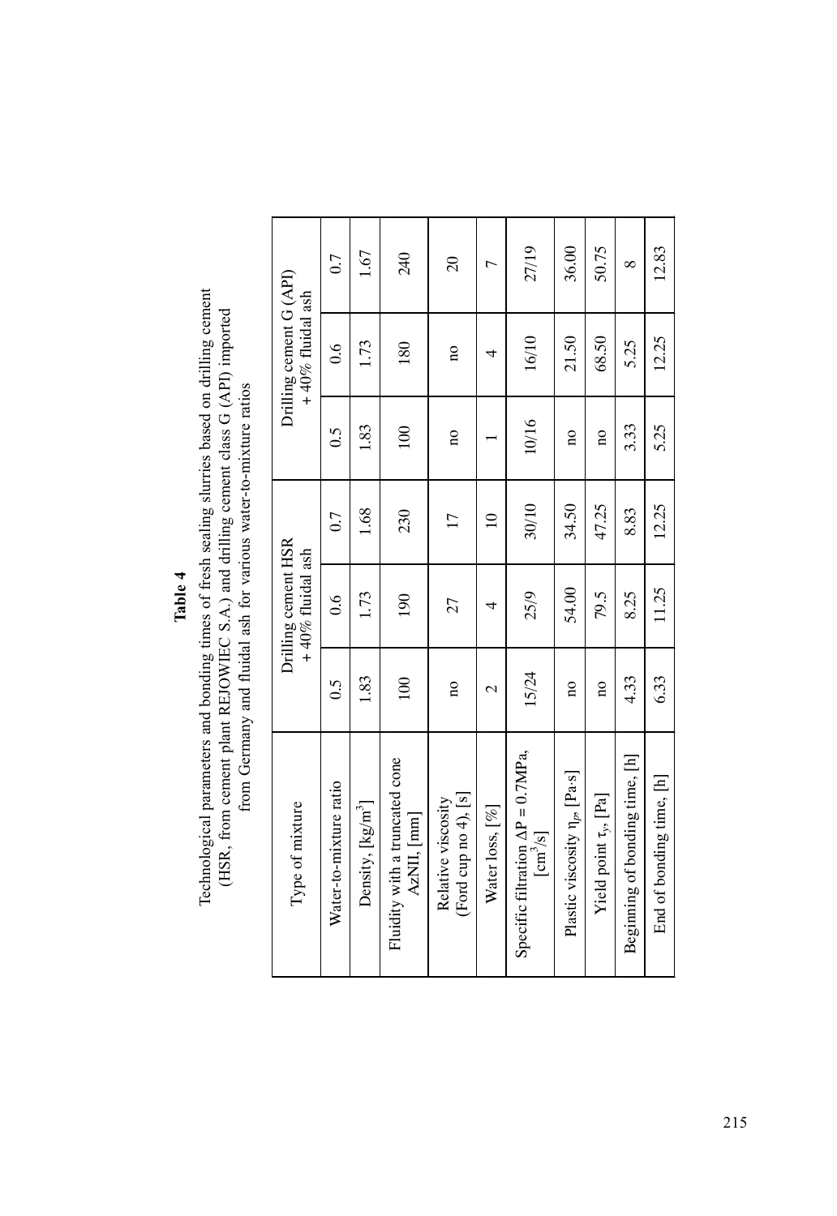**Table 4**

Technological parameters and bonding times of fresh sealing slurries based on drilling cement (HSR, from cement plant REJOWIEC S.A.) and drilling cement class G (API) imported from Germany and fluidal ash for various water-to-mixture ratios

| Type of mixture | Drilling cement HSR + 40% fluidal ash | | | Drilling cement G (API) + 40% fluidal ash | | |
|---|---|---|---|---|---|---|
| Water-to-mixture ratio | 0.5 | 0.6 | 0.7 | 0.5 | 0.6 | 0.7 |
| Density, [kg/m$^3$] | 1.83 | 1.73 | 1.68 | 1.83 | 1.73 | 1.67 |
| Fluidity with a truncated cone AzNII, [mm] | 100 | 190 | 230 | 100 | 180 | 240 |
| Relative viscosity (Ford cup no 4), [s] | no | 27 | 17 | no | no | 20 |
| Water loss, [%] | 2 | 4 | 10 | 1 | 4 | 7 |
| Specific filtration $\Delta P = 0.7$MPa, [cm$^3$/s] | 15/24 | 25/9 | 30/10 | 10/16 | 16/10 | 27/19 |
| Plastic viscosity $\eta_p$, [Pa·s] | no | 54.00 | 34.50 | no | 21.50 | 36.00 |
| Yield point $\tau_y$, [Pa] | no | 79.5 | 47.25 | no | 68.50 | 50.75 |
| Beginning of bonding time, [h] | 4.33 | 8.25 | 8.83 | 3.33 | 5.25 | 8 |
| End of bonding time, [h] | 6.33 | 11.25 | 12.25 | 5.25 | 12.25 | 12.83 |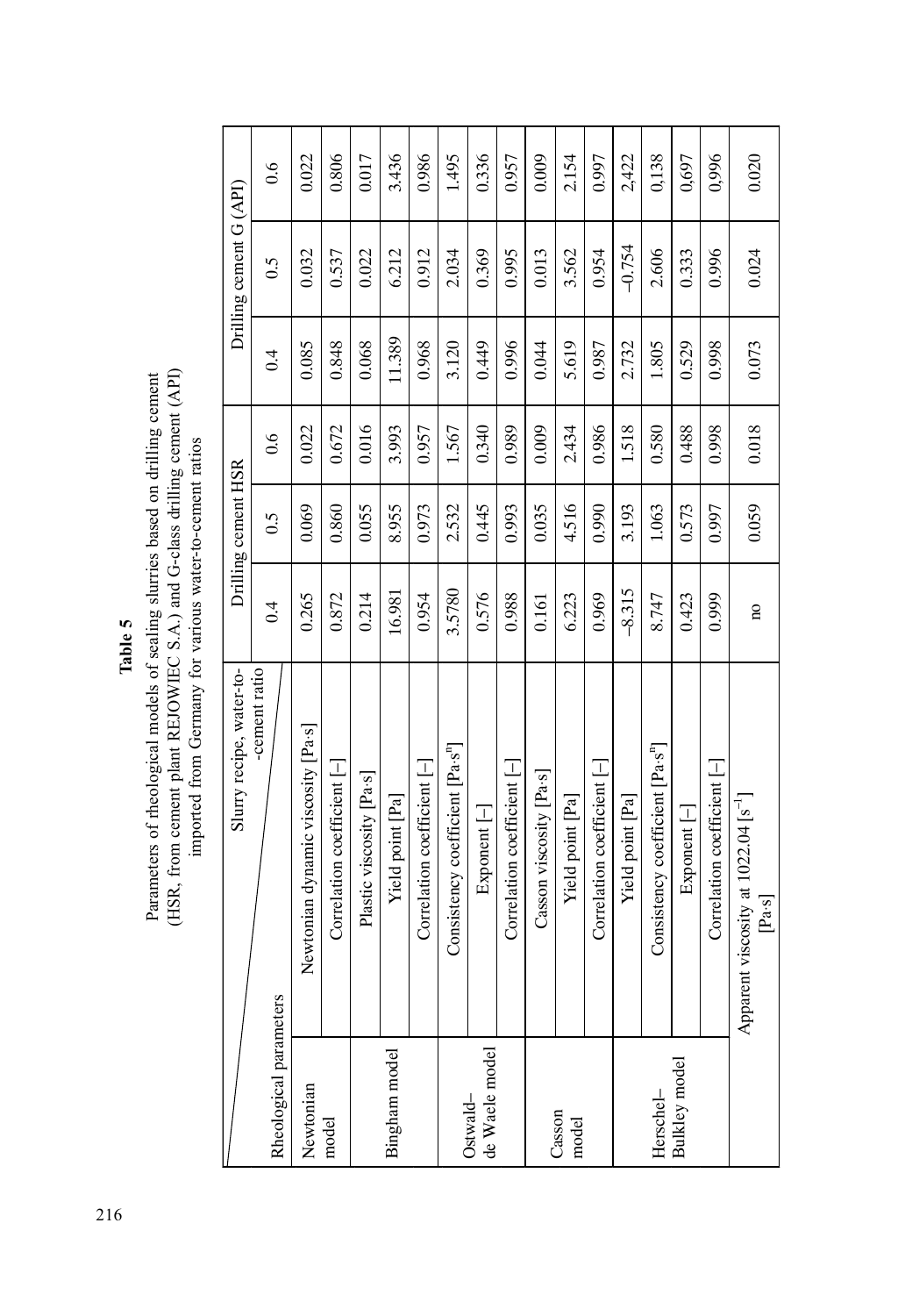**Table 5**

Parameters of rheological models of sealing slurries based on drilling cement (HSR, from cement plant REJOWIEC S.A.) and G-class drilling cement (API) imported from Germany for various water-to-cement ratios

| Rheological parameters | Slurry recipe, water-to-cement ratio | Drilling cement HSR | | | Drilling cement G (API) | | |
|---|---|---|---|---|---|---|---|
| | | 0.4 | 0.5 | 0.6 | 0.4 | 0.5 | 0.6 |
| Newtonian model | Newtonian dynamic viscosity [Pa·s] | 0.265 | 0.069 | 0.022 | 0.085 | 0.032 | 0.022 |
| | Correlation coefficient [–] | 0.872 | 0.860 | 0.672 | 0.848 | 0.537 | 0.806 |
| Bingham model | Plastic viscosity [Pa·s] | 0.214 | 0.055 | 0.016 | 0.068 | 0.022 | 0.017 |
| | Yield point [Pa] | 16.981 | 8.955 | 3.993 | 11.389 | 6.212 | 3.436 |
| | Correlation coefficient [–] | 0.954 | 0.973 | 0.957 | 0.968 | 0.912 | 0.986 |
| Ostwald–de Waele model | Consistency coefficient [Pa·s$^n$] | 3.5780 | 2.532 | 1.567 | 3.120 | 2.034 | 1.495 |
| | Exponent [–] | 0.576 | 0.445 | 0.340 | 0.449 | 0.369 | 0.336 |
| | Correlation coefficient [–] | 0.988 | 0.993 | 0.989 | 0.996 | 0.995 | 0.957 |
| Casson model | Casson viscosity [Pa·s] | 0.161 | 0.035 | 0.009 | 0.044 | 0.013 | 0.009 |
| | Yield point [Pa] | 6.223 | 4.516 | 2.434 | 5.619 | 3.562 | 2.154 |
| | Correlation coefficient [–] | 0.969 | 0.990 | 0.986 | 0.987 | 0.954 | 0.997 |
| Herschel–Bulkley model | Yield point [Pa] | –8.315 | 3.193 | 1.518 | 2.732 | –0.754 | 2,422 |
| | Consistency coefficient [Pa·s$^n$] | 8.747 | 1.063 | 0.580 | 1.805 | 2.606 | 0,138 |
| | Exponent [–] | 0.423 | 0.573 | 0.488 | 0.529 | 0.333 | 0,697 |
| | Correlation coefficient [–] | 0.999 | 0.997 | 0.998 | 0.998 | 0.996 | 0,996 |
| Apparent viscosity at 1022.04 [s$^{-1}$] [Pa·s] | | no | 0.059 | 0.018 | 0.073 | 0.024 | 0.020 |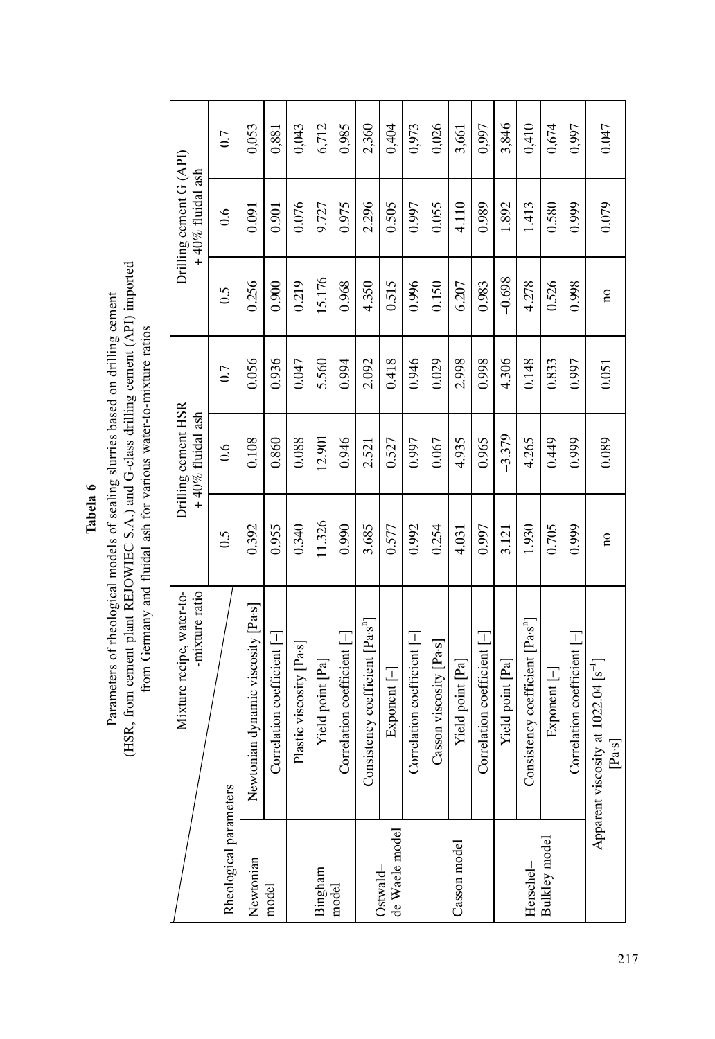**Tabela 6**

Parameters of rheological models of sealing slurries based on drilling cement (HSR, from cement plant REJOWIEC S.A.) and G-class drilling cement (API) imported from Germany and fluidal ash for various water-to-mixture ratios

| Rheological parameters | Mixture recipe, water-to-mixture ratio | Drilling cement HSR + 40% fluidal ash | | | Drilling cement G (API) + 40% fluidal ash | | |
|---|---|---|---|---|---|---|---|
| | | 0.5 | 0.6 | 0.7 | 0.5 | 0.6 | 0.7 |
| Newtonian model | Newtonian dynamic viscosity [Pa·s] | 0.392 | 0.108 | 0.056 | 0.256 | 0.091 | 0,053 |
| | Correlation coefficient [–] | 0.955 | 0.860 | 0.936 | 0.900 | 0.901 | 0,881 |
| Bingham model | Plastic viscosity [Pa·s] | 0.340 | 0.088 | 0.047 | 0.219 | 0.076 | 0,043 |
| | Yield point [Pa] | 11.326 | 12.901 | 5.560 | 15.176 | 9.727 | 6,712 |
| | Correlation coefficient [–] | 0.990 | 0.946 | 0.994 | 0.968 | 0.975 | 0,985 |
| Ostwald–de Waele model | Consistency coefficient [Pa·s$^n$] | 3.685 | 2.521 | 2.092 | 4.350 | 2.296 | 2,360 |
| | Exponent [–] | 0.577 | 0.527 | 0.418 | 0.515 | 0.505 | 0,404 |
| | Correlation coefficient [–] | 0.992 | 0.997 | 0.946 | 0.996 | 0.997 | 0,973 |
| Casson model | Casson viscosity [Pa·s] | 0.254 | 0.067 | 0.029 | 0.150 | 0.055 | 0,026 |
| | Yield point [Pa] | 4.031 | 4.935 | 2.998 | 6.207 | 4.110 | 3,661 |
| | Correlation coefficient [–] | 0.997 | 0.965 | 0.998 | 0.983 | 0.989 | 0,997 |
| Herschel–Bulkley model | Yield point [Pa] | 3.121 | –3.379 | 4.306 | –0.698 | 1.892 | 3,846 |
| | Consistency coefficient [Pa·s$^n$] | 1.930 | 4.265 | 0.148 | 4.278 | 1.413 | 0,410 |
| | Exponent [–] | 0.705 | 0.449 | 0.833 | 0.526 | 0.580 | 0,674 |
| | Correlation coefficient [–] | 0.999 | 0.999 | 0.997 | 0.998 | 0.999 | 0,997 |
| Apparent viscosity at 1022.04 [s$^{-1}$] [Pa·s] | | no | 0.089 | 0.051 | no | 0.079 | 0.047 |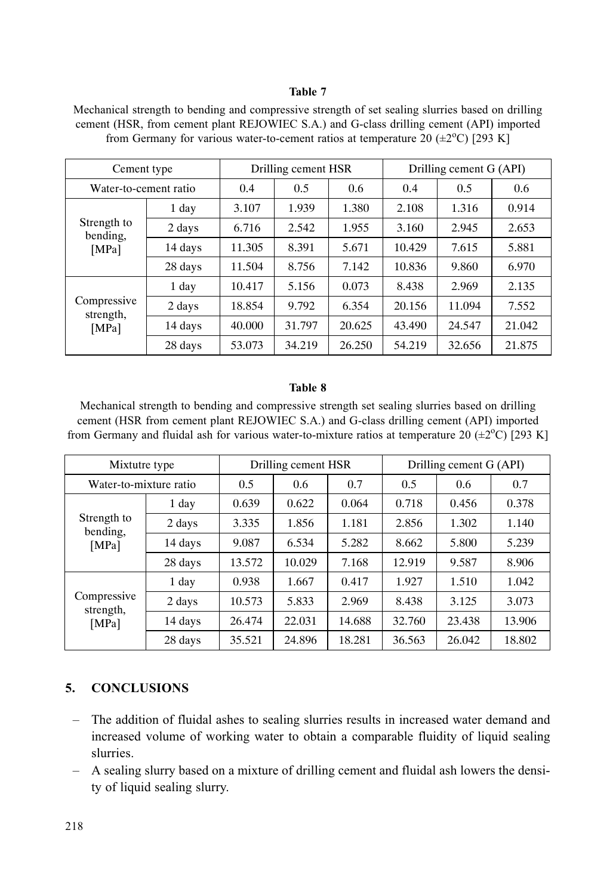**Table 7**

Mechanical strength to bending and compressive strength of set sealing slurries based on drilling cement (HSR, from cement plant REJOWIEC S.A.) and G-class drilling cement (API) imported from Germany for various water-to-cement ratios at temperature 20 (±2°C) [293 K]

| Cement type | | Drilling cement HSR | | | Drilling cement G (API) | | |
|---|---|---|---|---|---|---|---|
| Water-to-cement ratio | | 0.4 | 0.5 | 0.6 | 0.4 | 0.5 | 0.6 |
| Strength to bending, [MPa] | 1 day | 3.107 | 1.939 | 1.380 | 2.108 | 1.316 | 0.914 |
| | 2 days | 6.716 | 2.542 | 1.955 | 3.160 | 2.945 | 2.653 |
| | 14 days | 11.305 | 8.391 | 5.671 | 10.429 | 7.615 | 5.881 |
| | 28 days | 11.504 | 8.756 | 7.142 | 10.836 | 9.860 | 6.970 |
| Compressive strength, [MPa] | 1 day | 10.417 | 5.156 | 0.073 | 8.438 | 2.969 | 2.135 |
| | 2 days | 18.854 | 9.792 | 6.354 | 20.156 | 11.094 | 7.552 |
| | 14 days | 40.000 | 31.797 | 20.625 | 43.490 | 24.547 | 21.042 |
| | 28 days | 53.073 | 34.219 | 26.250 | 54.219 | 32.656 | 21.875 |

**Table 8**

Mechanical strength to bending and compressive strength set sealing slurries based on drilling cement (HSR from cement plant REJOWIEC S.A.) and G-class drilling cement (API) imported from Germany and fluidal ash for various water-to-mixture ratios at temperature 20 (±2°C) [293 K]

| Mixtutre type | | Drilling cement HSR | | | Drilling cement G (API) | | |
|---|---|---|---|---|---|---|---|
| Water-to-mixture ratio | | 0.5 | 0.6 | 0.7 | 0.5 | 0.6 | 0.7 |
| Strength to bending, [MPa] | 1 day | 0.639 | 0.622 | 0.064 | 0.718 | 0.456 | 0.378 |
| | 2 days | 3.335 | 1.856 | 1.181 | 2.856 | 1.302 | 1.140 |
| | 14 days | 9.087 | 6.534 | 5.282 | 8.662 | 5.800 | 5.239 |
| | 28 days | 13.572 | 10.029 | 7.168 | 12.919 | 9.587 | 8.906 |
| Compressive strength, [MPa] | 1 day | 0.938 | 1.667 | 0.417 | 1.927 | 1.510 | 1.042 |
| | 2 days | 10.573 | 5.833 | 2.969 | 8.438 | 3.125 | 3.073 |
| | 14 days | 26.474 | 22.031 | 14.688 | 32.760 | 23.438 | 13.906 |
| | 28 days | 35.521 | 24.896 | 18.281 | 36.563 | 26.042 | 18.802 |

## 5. CONCLUSIONS

- The addition of fluidal ashes to sealing slurries results in increased water demand and increased volume of working water to obtain a comparable fluidity of liquid sealing slurries.
- A sealing slurry based on a mixture of drilling cement and fluidal ash lowers the density of liquid sealing slurry.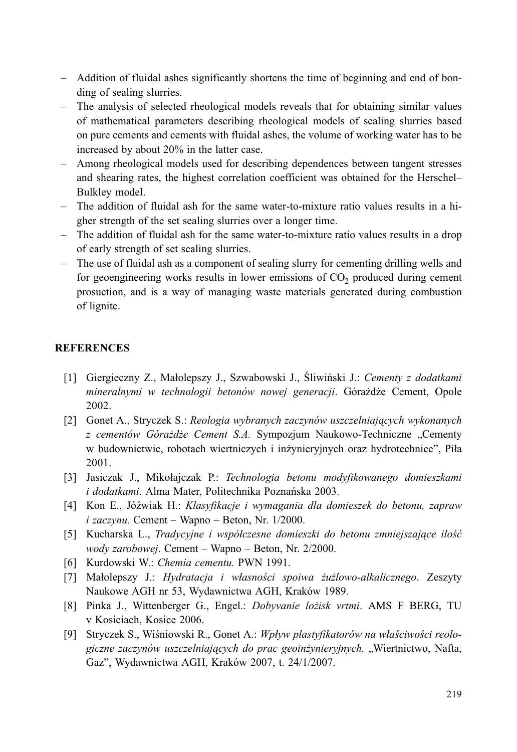- Addition of fluidal ashes significantly shortens the time of beginning and end of bonding of sealing slurries.
- The analysis of selected rheological models reveals that for obtaining similar values of mathematical parameters describing rheological models of sealing slurries based on pure cements and cements with fluidal ashes, the volume of working water has to be increased by about 20% in the latter case.
- Among rheological models used for describing dependences between tangent stresses and shearing rates, the highest correlation coefficient was obtained for the Herschel–Bulkley model.
- The addition of fluidal ash for the same water-to-mixture ratio values results in a higher strength of the set sealing slurries over a longer time.
- The addition of fluidal ash for the same water-to-mixture ratio values results in a drop of early strength of set sealing slurries.
- The use of fluidal ash as a component of sealing slurry for cementing drilling wells and for geoengineering works results in lower emissions of $CO_2$ produced during cement prosuction, and is a way of managing waste materials generated during combustion of lignite.

## REFERENCES

[1] Giergieczny Z., Małolepszy J., Szwabowski J., Śliwiński J.: *Cementy z dodatkami mineralnymi w technologii betonów nowej generacji*. Górażdże Cement, Opole 2002.

[2] Gonet A., Stryczek S.: *Reologia wybranych zaczynów uszczelniających wykonanych z cementów Górażdże Cement S.A.* Sympozjum Naukowo-Techniczne „Cementy w budownictwie, robotach wiertniczych i inżynieryjnych oraz hydrotechnice", Piła 2001.

[3] Jasiczak J., Mikołajczak P.: *Technologia betonu modyfikowanego domieszkami i dodatkami*. Alma Mater, Politechnika Poznańska 2003.

[4] Kon E., Jóźwiak H.: *Klasyfikacje i wymagania dla domieszek do betonu, zapraw i zaczynu.* Cement – Wapno – Beton, Nr. 1/2000.

[5] Kucharska L., *Tradycyjne i współczesne domieszki do betonu zmniejszające ilość wody zarobowej*. Cement – Wapno – Beton, Nr. 2/2000.

[6] Kurdowski W.: *Chemia cementu.* PWN 1991.

[7] Małolepszy J.: *Hydratacja i własności spoiwa żużlowo-alkalicznego*. Zeszyty Naukowe AGH nr 53, Wydawnictwa AGH, Kraków 1989.

[8] Pinka J., Wittenberger G., Engel.: *Dobyvanie ložisk vrtmi*. AMS F BERG, TU v Kosiciach, Kosice 2006.

[9] Stryczek S., Wiśniowski R., Gonet A.: *Wpływ plastyfikatorów na właściwości reologiczne zaczynów uszczelniających do prac geoinżynieryjnych.* „Wiertnictwo, Nafta, Gaz", Wydawnictwa AGH, Kraków 2007, t. 24/1/2007.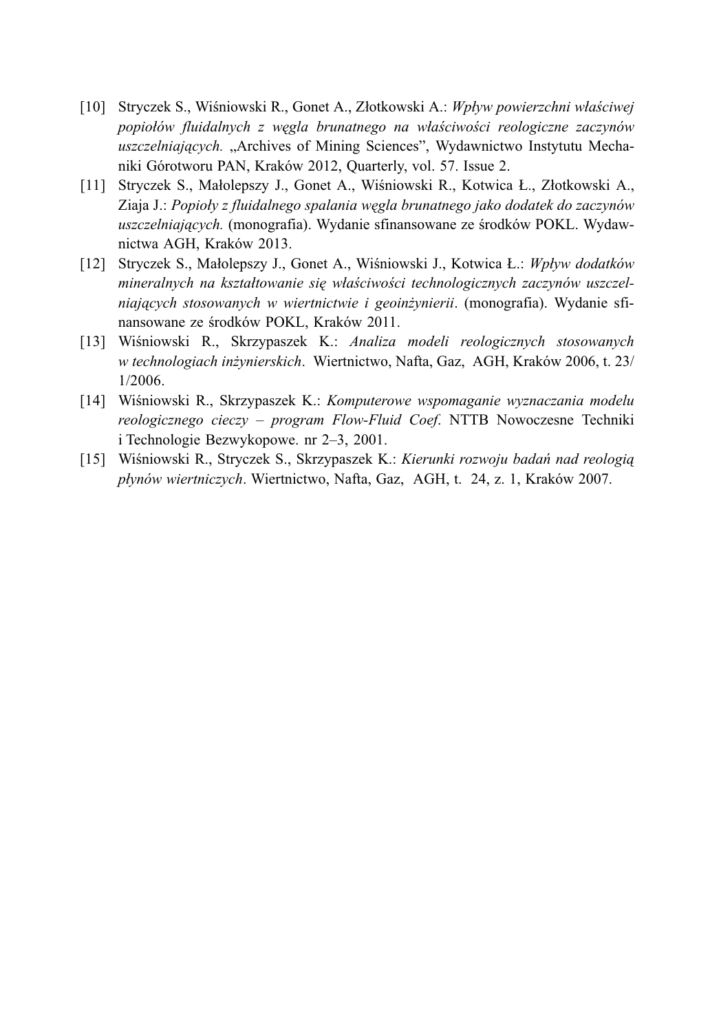[10] Stryczek S., Wiśniowski R., Gonet A., Złotkowski A.: *Wpływ powierzchni właściwej popiołów fluidalnych z węgla brunatnego na właściwości reologiczne zaczynów uszczelniających.* „Archives of Mining Sciences", Wydawnictwo Instytutu Mechaniki Górotworu PAN, Kraków 2012, Quarterly, vol. 57. Issue 2.

[11] Stryczek S., Małolepszy J., Gonet A., Wiśniowski R., Kotwica Ł., Złotkowski A., Ziaja J.: *Popioły z fluidalnego spalania węgla brunatnego jako dodatek do zaczynów uszczelniających.* (monografia). Wydanie sfinansowane ze środków POKL. Wydawnictwa AGH, Kraków 2013.

[12] Stryczek S., Małolepszy J., Gonet A., Wiśniowski J., Kotwica Ł.: *Wpływ dodatków mineralnych na kształtowanie się właściwości technologicznych zaczynów uszczelniających stosowanych w wiertnictwie i geoinżynierii*. (monografia). Wydanie sfinansowane ze środków POKL, Kraków 2011.

[13] Wiśniowski R., Skrzypaszek K.: *Analiza modeli reologicznych stosowanych w technologiach inżynierskich*. Wiertnictwo, Nafta, Gaz, AGH, Kraków 2006, t. 23/1/2006.

[14] Wiśniowski R., Skrzypaszek K.: *Komputerowe wspomaganie wyznaczania modelu reologicznego cieczy – program Flow-Fluid Coef*. NTTB Nowoczesne Techniki i Technologie Bezwykopowe. nr 2–3, 2001.

[15] Wiśniowski R., Stryczek S., Skrzypaszek K.: *Kierunki rozwoju badań nad reologią płynów wiertniczych*. Wiertnictwo, Nafta, Gaz, AGH, t. 24, z. 1, Kraków 2007.